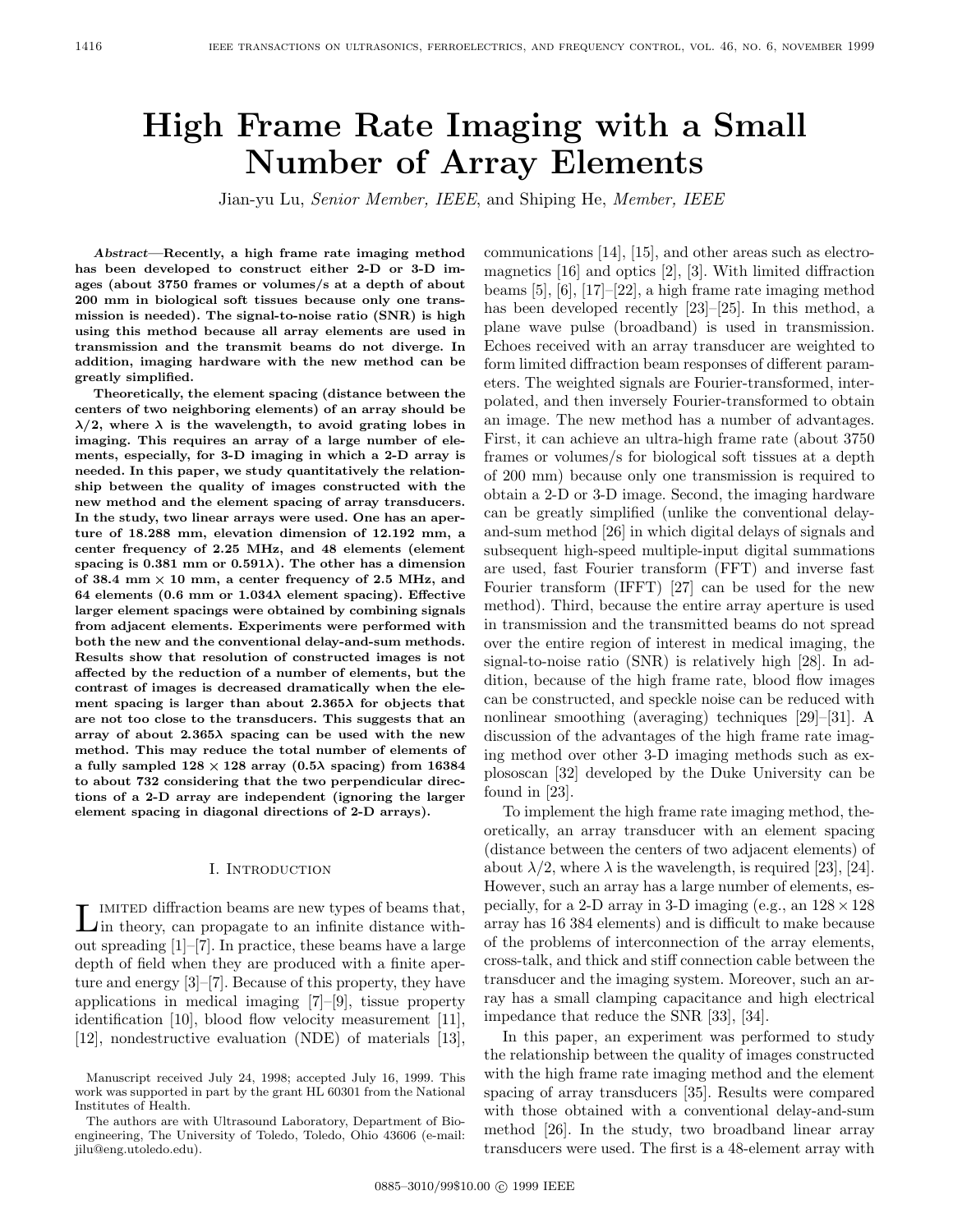# High Frame Rate Imaging with a Small Number of Array Elements

Jian-yu Lu, *Senior Member, IEEE*, and Shiping He, *Member, IEEE*

***Abstract*—Recently, a high frame rate imaging method has been developed to construct either 2-D or 3-D images (about 3750 frames or volumes/s at a depth of about 200 mm in biological soft tissues because only one transmission is needed). The signal-to-noise ratio (SNR) is high using this method because all array elements are used in transmission and the transmit beams do not diverge. In addition, imaging hardware with the new method can be greatly simplified.**

**Theoretically, the element spacing (distance between the centers of two neighboring elements) of an array should be $\lambda/2$, where $\lambda$ is the wavelength, to avoid grating lobes in imaging. This requires an array of a large number of elements, especially, for 3-D imaging in which a 2-D array is needed. In this paper, we study quantitatively the relationship between the quality of images constructed with the new method and the element spacing of array transducers. In the study, two linear arrays were used. One has an aperture of 18.288 mm, elevation dimension of 12.192 mm, a center frequency of 2.25 MHz, and 48 elements (element spacing is 0.381 mm or $0.591\lambda$). The other has a dimension of 38.4 mm $\times$ 10 mm, a center frequency of 2.5 MHz, and 64 elements (0.6 mm or $1.034\lambda$ element spacing). Effective larger element spacings were obtained by combining signals from adjacent elements. Experiments were performed with both the new and the conventional delay-and-sum methods. Results show that resolution of constructed images is not affected by the reduction of a number of elements, but the contrast of images is decreased dramatically when the element spacing is larger than about $2.365\lambda$ for objects that are not too close to the transducers. This suggests that an array of about $2.365\lambda$ spacing can be used with the new method. This may reduce the total number of elements of a fully sampled $128 \times 128$ array ($0.5\lambda$ spacing) from 16384 to about 732 considering that the two perpendicular directions of a 2-D array are independent (ignoring the larger element spacing in diagonal directions of 2-D arrays).**

## I. Introduction

Limited diffraction beams are new types of beams that, in theory, can propagate to an infinite distance without spreading [1]–[7]. In practice, these beams have a large depth of field when they are produced with a finite aperture and energy [3]–[7]. Because of this property, they have applications in medical imaging [7]–[9], tissue property identification [10], blood flow velocity measurement [11], [12], nondestructive evaluation (NDE) of materials [13], communications [14], [15], and other areas such as electromagnetics [16] and optics [2], [3]. With limited diffraction beams [5], [6], [17]–[22], a high frame rate imaging method has been developed recently [23]–[25]. In this method, a plane wave pulse (broadband) is used in transmission. Echoes received with an array transducer are weighted to form limited diffraction beam responses of different parameters. The weighted signals are Fourier-transformed, interpolated, and then inversely Fourier-transformed to obtain an image. The new method has a number of advantages. First, it can achieve an ultra-high frame rate (about 3750 frames or volumes/s for biological soft tissues at a depth of 200 mm) because only one transmission is required to obtain a 2-D or 3-D image. Second, the imaging hardware can be greatly simplified (unlike the conventional delay-and-sum method [26] in which digital delays of signals and subsequent high-speed multiple-input digital summations are used, fast Fourier transform (FFT) and inverse fast Fourier transform (IFFT) [27] can be used for the new method). Third, because the entire array aperture is used in transmission and the transmitted beams do not spread over the entire region of interest in medical imaging, the signal-to-noise ratio (SNR) is relatively high [28]. In addition, because of the high frame rate, blood flow images can be constructed, and speckle noise can be reduced with nonlinear smoothing (averaging) techniques [29]–[31]. A discussion of the advantages of the high frame rate imaging method over other 3-D imaging methods such as explososcan [32] developed by the Duke University can be found in [23].

To implement the high frame rate imaging method, theoretically, an array transducer with an element spacing (distance between the centers of two adjacent elements) of about $\lambda/2$, where $\lambda$ is the wavelength, is required [23], [24]. However, such an array has a large number of elements, especially, for a 2-D array in 3-D imaging (e.g., an $128 \times 128$ array has 16 384 elements) and is difficult to make because of the problems of interconnection of the array elements, cross-talk, and thick and stiff connection cable between the transducer and the imaging system. Moreover, such an array has a small clamping capacitance and high electrical impedance that reduce the SNR [33], [34].

In this paper, an experiment was performed to study the relationship between the quality of images constructed with the high frame rate imaging method and the element spacing of array transducers [35]. Results were compared with those obtained with a conventional delay-and-sum method [26]. In the study, two broadband linear array transducers were used. The first is a 48-element array with

Manuscript received July 24, 1998; accepted July 16, 1999. This work was supported in part by the grant HL 60301 from the National Institutes of Health.

The authors are with Ultrasound Laboratory, Department of Bioengineering, The University of Toledo, Toledo, Ohio 43606 (e-mail: jilu@eng.utoledo.edu).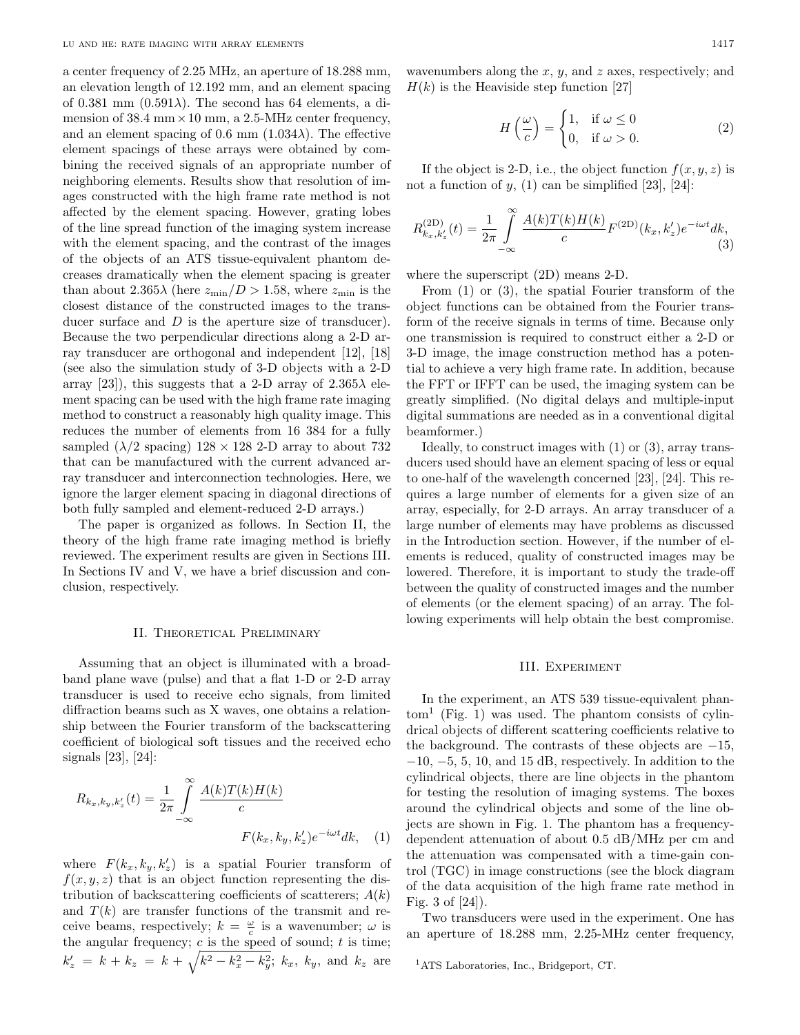a center frequency of 2.25 MHz, an aperture of 18.288 mm, an elevation length of 12.192 mm, and an element spacing of 0.381 mm ($0.591\lambda$). The second has 64 elements, a dimension of 38.4 mm $\times$ 10 mm, a 2.5-MHz center frequency, and an element spacing of 0.6 mm ($1.034\lambda$). The effective element spacings of these arrays were obtained by combining the received signals of an appropriate number of neighboring elements. Results show that resolution of images constructed with the high frame rate method is not affected by the element spacing. However, grating lobes of the line spread function of the imaging system increase with the element spacing, and the contrast of the images of the objects of an ATS tissue-equivalent phantom decreases dramatically when the element spacing is greater than about $2.365\lambda$ (here $z_{\min}/D > 1.58$, where $z_{\min}$ is the closest distance of the constructed images to the transducer surface and $D$ is the aperture size of transducer). Because the two perpendicular directions along a 2-D array transducer are orthogonal and independent [12], [18] (see also the simulation study of 3-D objects with a 2-D array [23]), this suggests that a 2-D array of $2.365\lambda$ element spacing can be used with the high frame rate imaging method to construct a reasonably high quality image. This reduces the number of elements from 16 384 for a fully sampled ($\lambda/2$ spacing) $128 \times 128$ 2-D array to about 732 that can be manufactured with the current advanced array transducer and interconnection technologies. Here, we ignore the larger element spacing in diagonal directions of both fully sampled and element-reduced 2-D arrays.)

The paper is organized as follows. In Section II, the theory of the high frame rate imaging method is briefly reviewed. The experiment results are given in Sections III. In Sections IV and V, we have a brief discussion and conclusion, respectively.

## II. Theoretical Preliminary

Assuming that an object is illuminated with a broadband plane wave (pulse) and that a flat 1-D or 2-D array transducer is used to receive echo signals, from limited diffraction beams such as X waves, one obtains a relationship between the Fourier transform of the backscattering coefficient of biological soft tissues and the received echo signals [23], [24]:

$$R_{k_x,k_y,k'_z}(t) = \frac{1}{2\pi}\int_{-\infty}^{\infty} \frac{A(k)T(k)H(k)}{c} F(k_x,k_y,k'_z)e^{-i\omega t}dk, \quad (1)$$

where $F(k_x, k_y, k'_z)$ is a spatial Fourier transform of $f(x, y, z)$ that is an object function representing the distribution of backscattering coefficients of scatterers; $A(k)$ and $T(k)$ are transfer functions of the transmit and receive beams, respectively; $k = \frac{\omega}{c}$ is a wavenumber; $\omega$ is the angular frequency; $c$ is the speed of sound; $t$ is time; $k'_z = k + k_z = k + \sqrt{k^2 - k_x^2 - k_y^2}$; $k_x$, $k_y$, and $k_z$ are wavenumbers along the $x$, $y$, and $z$ axes, respectively; and $H(k)$ is the Heaviside step function [27]

$$H\left(\frac{\omega}{c}\right) = \begin{cases} 1, & \text{if } \omega \le 0 \\ 0, & \text{if } \omega > 0. \end{cases} \quad (2)$$

If the object is 2-D, i.e., the object function $f(x, y, z)$ is not a function of $y$, (1) can be simplified [23], [24]:

$$R^{(2D)}_{k_x,k'_z}(t) = \frac{1}{2\pi}\int_{-\infty}^{\infty} \frac{A(k)T(k)H(k)}{c} F^{(2D)}(k_x,k'_z)e^{-i\omega t}dk, \quad (3)$$

where the superscript (2D) means 2-D.

From (1) or (3), the spatial Fourier transform of the object functions can be obtained from the Fourier transform of the receive signals in terms of time. Because only one transmission is required to construct either a 2-D or 3-D image, the image construction method has a potential to achieve a very high frame rate. In addition, because the FFT or IFFT can be used, the imaging system can be greatly simplified. (No digital delays and multiple-input digital summations are needed as in a conventional digital beamformer.)

Ideally, to construct images with (1) or (3), array transducers used should have an element spacing of less or equal to one-half of the wavelength concerned [23], [24]. This requires a large number of elements for a given size of an array, especially, for 2-D arrays. An array transducer of a large number of elements may have problems as discussed in the Introduction section. However, if the number of elements is reduced, quality of constructed images may be lowered. Therefore, it is important to study the trade-off between the quality of constructed images and the number of elements (or the element spacing) of an array. The following experiments will help obtain the best compromise.

## III. Experiment

In the experiment, an ATS 539 tissue-equivalent phantom[1] (Fig. 1) was used. The phantom consists of cylindrical objects of different scattering coefficients relative to the background. The contrasts of these objects are −15, −10, −5, 5, 10, and 15 dB, respectively. In addition to the cylindrical objects, there are line objects in the phantom for testing the resolution of imaging systems. The boxes around the cylindrical objects and some of the line objects are shown in Fig. 1. The phantom has a frequency-dependent attenuation of about 0.5 dB/MHz per cm and the attenuation was compensated with a time-gain control (TGC) in image constructions (see the block diagram of the data acquisition of the high frame rate method in Fig. 3 of [24]).

Two transducers were used in the experiment. One has an aperture of 18.288 mm, 2.25-MHz center frequency,

[1] ATS Laboratories, Inc., Bridgeport, CT.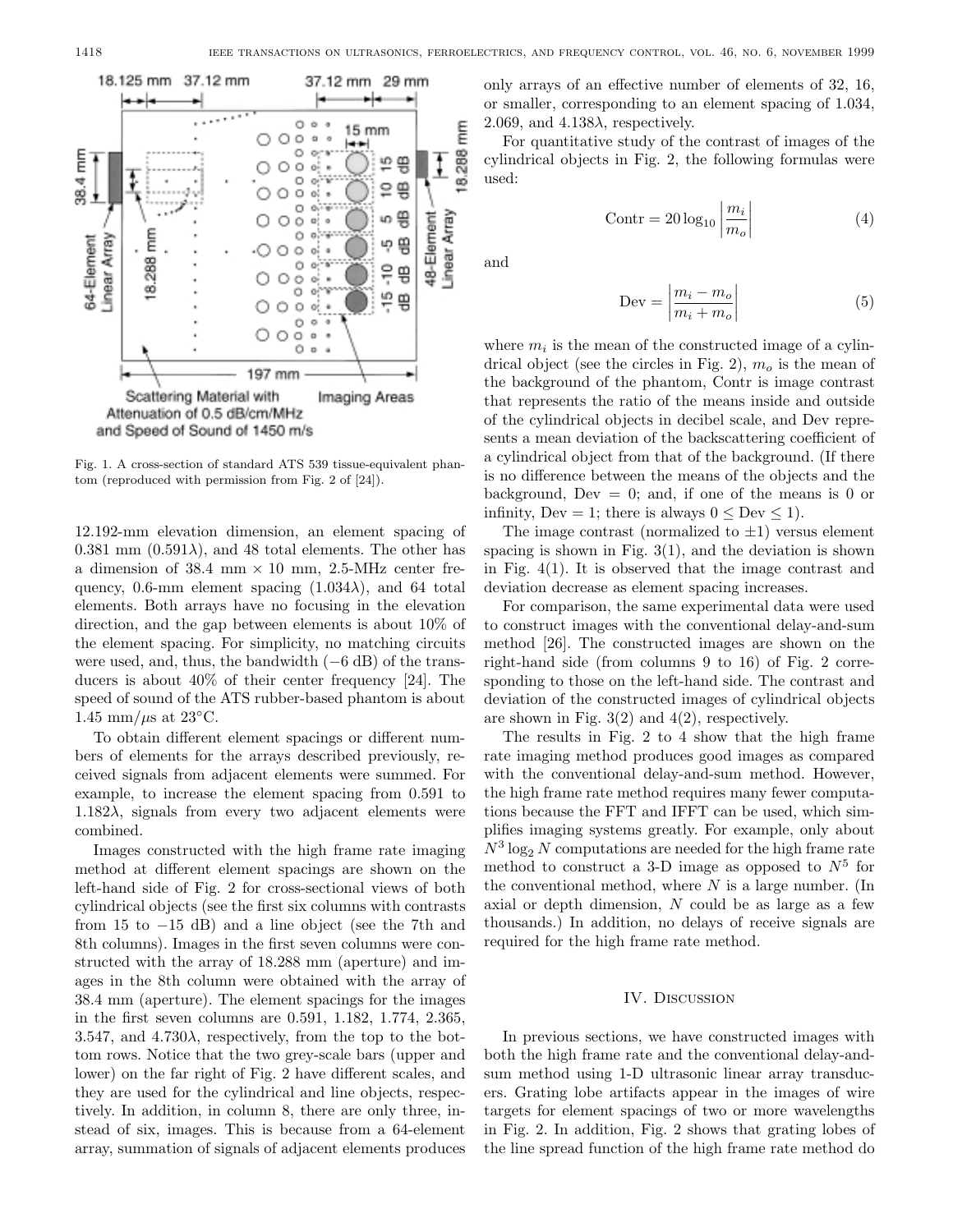Fig. 1. A cross-section of standard ATS 539 tissue-equivalent phantom (reproduced with permission from Fig. 2 of [24]).

12.192-mm elevation dimension, an element spacing of 0.381 mm ($0.591\lambda$), and 48 total elements. The other has a dimension of 38.4 mm × 10 mm, 2.5-MHz center frequency, 0.6-mm element spacing ($1.034\lambda$), and 64 total elements. Both arrays have no focusing in the elevation direction, and the gap between elements is about 10% of the element spacing. For simplicity, no matching circuits were used, and, thus, the bandwidth (−6 dB) of the transducers is about 40% of their center frequency [24]. The speed of sound of the ATS rubber-based phantom is about 1.45 mm/$\mu$s at 23°C.

To obtain different element spacings or different numbers of elements for the arrays described previously, received signals from adjacent elements were summed. For example, to increase the element spacing from 0.591 to $1.182\lambda$, signals from every two adjacent elements were combined.

Images constructed with the high frame rate imaging method at different element spacings are shown on the left-hand side of Fig. 2 for cross-sectional views of both cylindrical objects (see the first six columns with contrasts from 15 to −15 dB) and a line object (see the 7th and 8th columns). Images in the first seven columns were constructed with the array of 18.288 mm (aperture) and images in the 8th column were obtained with the array of 38.4 mm (aperture). The element spacings for the images in the first seven columns are 0.591, 1.182, 1.774, 2.365, 3.547, and $4.730\lambda$, respectively, from the top to the bottom rows. Notice that the two grey-scale bars (upper and lower) on the far right of Fig. 2 have different scales, and they are used for the cylindrical and line objects, respectively. In addition, in column 8, there are only three, instead of six, images. This is because from a 64-element array, summation of signals of adjacent elements produces only arrays of an effective number of elements of 32, 16, or smaller, corresponding to an element spacing of 1.034, 2.069, and $4.138\lambda$, respectively.

For quantitative study of the contrast of images of the cylindrical objects in Fig. 2, the following formulas were used:

$$\text{Contr} = 20 \log_{10} \left| \frac{m_i}{m_o} \right| \tag{4}$$

and

$$\text{Dev} = \left| \frac{m_i - m_o}{m_i + m_o} \right| \tag{5}$$

where $m_i$ is the mean of the constructed image of a cylindrical object (see the circles in Fig. 2), $m_o$ is the mean of the background of the phantom, Contr is image contrast that represents the ratio of the means inside and outside of the cylindrical objects in decibel scale, and Dev represents a mean deviation of the backscattering coefficient of a cylindrical object from that of the background. (If there is no difference between the means of the objects and the background, Dev = 0; and, if one of the means is 0 or infinity, Dev = 1; there is always $0 \leq \text{Dev} \leq 1$).

The image contrast (normalized to ±1) versus element spacing is shown in Fig. 3(1), and the deviation is shown in Fig. 4(1). It is observed that the image contrast and deviation decrease as element spacing increases.

For comparison, the same experimental data were used to construct images with the conventional delay-and-sum method [26]. The constructed images are shown on the right-hand side (from columns 9 to 16) of Fig. 2 corresponding to those on the left-hand side. The contrast and deviation of the constructed images of cylindrical objects are shown in Fig. 3(2) and 4(2), respectively.

The results in Fig. 2 to 4 show that the high frame rate imaging method produces good images as compared with the conventional delay-and-sum method. However, the high frame rate method requires many fewer computations because the FFT and IFFT can be used, which simplifies imaging systems greatly. For example, only about $N^3 \log_2 N$ computations are needed for the high frame rate method to construct a 3-D image as opposed to $N^5$ for the conventional method, where $N$ is a large number. (In axial or depth dimension, $N$ could be as large as a few thousands.) In addition, no delays of receive signals are required for the high frame rate method.

## IV. Discussion

In previous sections, we have constructed images with both the high frame rate and the conventional delay-and-sum method using 1-D ultrasonic linear array transducers. Grating lobe artifacts appear in the images of wire targets for element spacings of two or more wavelengths in Fig. 2. In addition, Fig. 2 shows that grating lobes of the line spread function of the high frame rate method do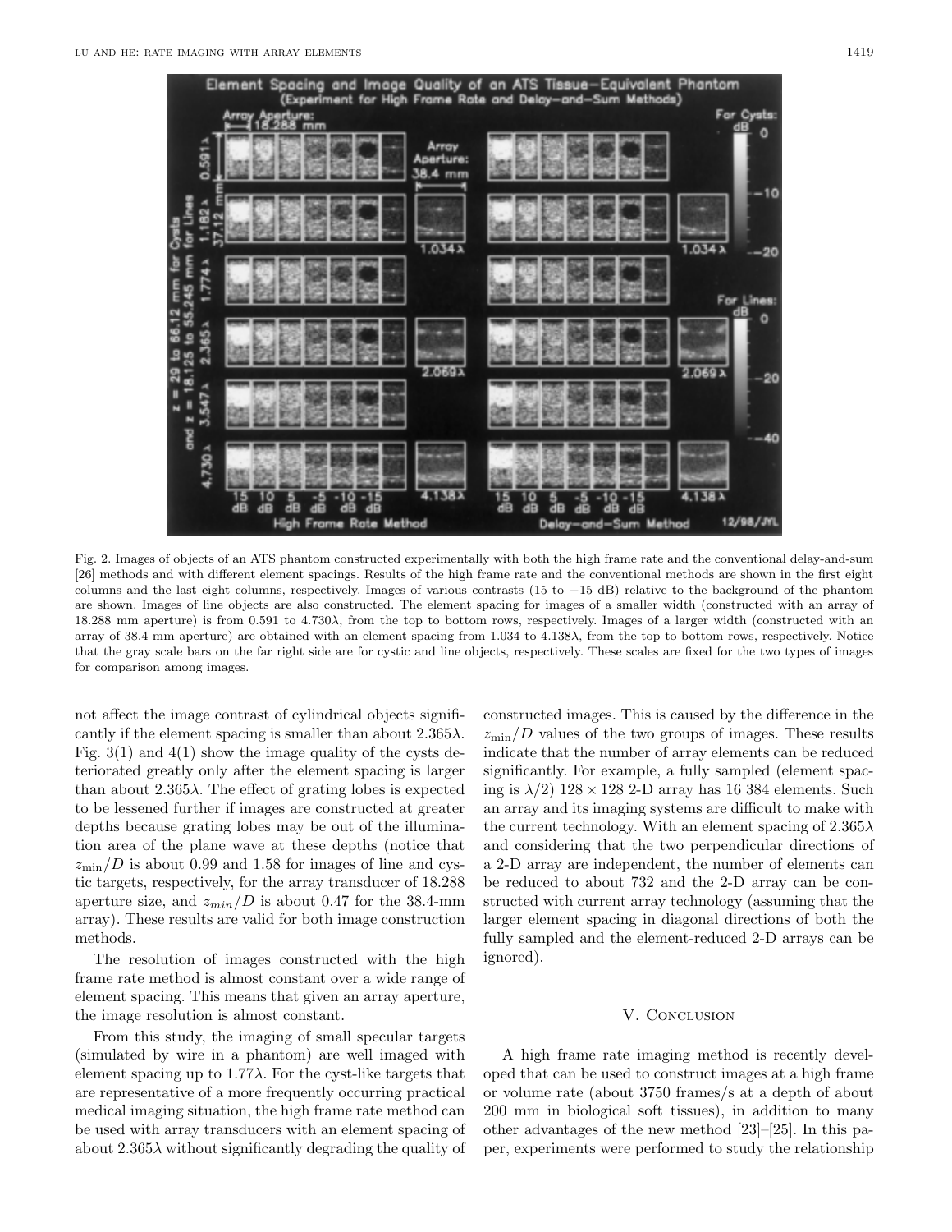Fig. 2. Images of objects of an ATS phantom constructed experimentally with both the high frame rate and the conventional delay-and-sum [26] methods and with different element spacings. Results of the high frame rate and the conventional methods are shown in the first eight columns and the last eight columns, respectively. Images of various contrasts (15 to −15 dB) relative to the background of the phantom are shown. Images of line objects are also constructed. The element spacing for images of a smaller width (constructed with an array of 18.288 mm aperture) is from 0.591 to 4.730$\lambda$, from the top to bottom rows, respectively. Images of a larger width (constructed with an array of 38.4 mm aperture) are obtained with an element spacing from 1.034 to 4.138$\lambda$, from the top to bottom rows, respectively. Notice that the gray scale bars on the far right side are for cystic and line objects, respectively. These scales are fixed for the two types of images for comparison among images.

not affect the image contrast of cylindrical objects significantly if the element spacing is smaller than about 2.365$\lambda$. Fig. 3(1) and 4(1) show the image quality of the cysts deteriorated greatly only after the element spacing is larger than about 2.365$\lambda$. The effect of grating lobes is expected to be lessened further if images are constructed at greater depths because grating lobes may be out of the illumination area of the plane wave at these depths (notice that $z_{\min}/D$ is about 0.99 and 1.58 for images of line and cystic targets, respectively, for the array transducer of 18.288 aperture size, and $z_{min}/D$ is about 0.47 for the 38.4-mm array). These results are valid for both image construction methods.

The resolution of images constructed with the high frame rate method is almost constant over a wide range of element spacing. This means that given an array aperture, the image resolution is almost constant.

From this study, the imaging of small specular targets (simulated by wire in a phantom) are well imaged with element spacing up to 1.77$\lambda$. For the cyst-like targets that are representative of a more frequently occurring practical medical imaging situation, the high frame rate method can be used with array transducers with an element spacing of about 2.365$\lambda$ without significantly degrading the quality of constructed images. This is caused by the difference in the $z_{\min}/D$ values of the two groups of images. These results indicate that the number of array elements can be reduced significantly. For example, a fully sampled (element spacing is $\lambda/2$) $128 \times 128$ 2-D array has 16 384 elements. Such an array and its imaging systems are difficult to make with the current technology. With an element spacing of 2.365$\lambda$ and considering that the two perpendicular directions of a 2-D array are independent, the number of elements can be reduced to about 732 and the 2-D array can be constructed with current array technology (assuming that the larger element spacing in diagonal directions of both the fully sampled and the element-reduced 2-D arrays can be ignored).

## V. Conclusion

A high frame rate imaging method is recently developed that can be used to construct images at a high frame or volume rate (about 3750 frames/s at a depth of about 200 mm in biological soft tissues), in addition to many other advantages of the new method [23]–[25]. In this paper, experiments were performed to study the relationship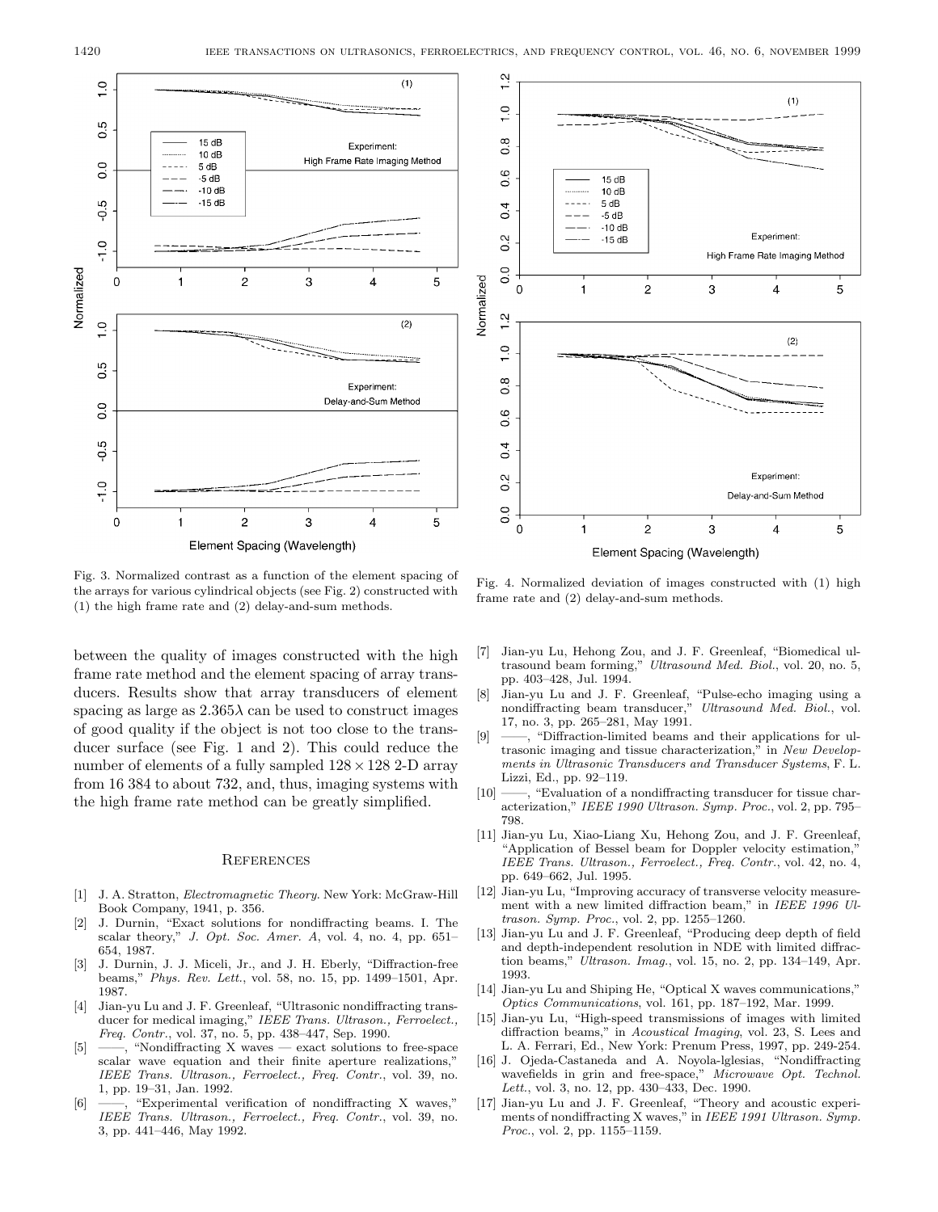Fig. 3. Normalized contrast as a function of the element spacing of the arrays for various cylindrical objects (see Fig. 2) constructed with (1) the high frame rate and (2) delay-and-sum methods.

Fig. 4. Normalized deviation of images constructed with (1) high frame rate and (2) delay-and-sum methods.

between the quality of images constructed with the high frame rate method and the element spacing of array transducers. Results show that array transducers of element spacing as large as $2.365\lambda$ can be used to construct images of good quality if the object is not too close to the transducer surface (see Fig. 1 and 2). This could reduce the number of elements of a fully sampled $128 \times 128$ 2-D array from 16 384 to about 732, and, thus, imaging systems with the high frame rate method can be greatly simplified.

## References

[1] J. A. Stratton, *Electromagnetic Theory*. New York: McGraw-Hill Book Company, 1941, p. 356.

[2] J. Durnin, "Exact solutions for nondiffracting beams. I. The scalar theory," *J. Opt. Soc. Amer. A*, vol. 4, no. 4, pp. 651–654, 1987.

[3] J. Durnin, J. J. Miceli, Jr., and J. H. Eberly, "Diffraction-free beams," *Phys. Rev. Lett.*, vol. 58, no. 15, pp. 1499–1501, Apr. 1987.

[4] Jian-yu Lu and J. F. Greenleaf, "Ultrasonic nondiffracting transducer for medical imaging," *IEEE Trans. Ultrason., Ferroelect., Freq. Contr.*, vol. 37, no. 5, pp. 438–447, Sep. 1990.

[5] ——, "Nondiffracting X waves — exact solutions to free-space scalar wave equation and their finite aperture realizations," *IEEE Trans. Ultrason., Ferroelect., Freq. Contr.*, vol. 39, no. 1, pp. 19–31, Jan. 1992.

[6] ——, "Experimental verification of nondiffracting X waves," *IEEE Trans. Ultrason., Ferroelect., Freq. Contr.*, vol. 39, no. 3, pp. 441–446, May 1992.

[7] Jian-yu Lu, Hehong Zou, and J. F. Greenleaf, "Biomedical ultrasound beam forming," *Ultrasound Med. Biol.*, vol. 20, no. 5, pp. 403–428, Jul. 1994.

[8] Jian-yu Lu and J. F. Greenleaf, "Pulse-echo imaging using a nondiffracting beam transducer," *Ultrasound Med. Biol.*, vol. 17, no. 3, pp. 265–281, May 1991.

[9] ——, "Diffraction-limited beams and their applications for ultrasonic imaging and tissue characterization," in *New Developments in Ultrasonic Transducers and Transducer Systems*, F. L. Lizzi, Ed., pp. 92–119.

[10] ——, "Evaluation of a nondiffracting transducer for tissue characterization," *IEEE 1990 Ultrason. Symp. Proc.*, vol. 2, pp. 795–798.

[11] Jian-yu Lu, Xiao-Liang Xu, Hehong Zou, and J. F. Greenleaf, "Application of Bessel beam for Doppler velocity estimation," *IEEE Trans. Ultrason., Ferroelect., Freq. Contr.*, vol. 42, no. 4, pp. 649–662, Jul. 1995.

[12] Jian-yu Lu, "Improving accuracy of transverse velocity measurement with a new limited diffraction beam," in *IEEE 1996 Ultrason. Symp. Proc.*, vol. 2, pp. 1255–1260.

[13] Jian-yu Lu and J. F. Greenleaf, "Producing deep depth of field and depth-independent resolution in NDE with limited diffraction beams," *Ultrason. Imag.*, vol. 15, no. 2, pp. 134–149, Apr. 1993.

[14] Jian-yu Lu and Shiping He, "Optical X waves communications," *Optics Communications*, vol. 161, pp. 187–192, Mar. 1999.

[15] Jian-yu Lu, "High-speed transmissions of images with limited diffraction beams," in *Acoustical Imaging*, vol. 23, S. Lees and L. A. Ferrari, Ed., New York: Prenum Press, 1997, pp. 249-254.

[16] J. Ojeda-Castaneda and A. Noyola-lglesias, "Nondiffracting wavefields in grin and free-space," *Microwave Opt. Technol. Lett.*, vol. 3, no. 12, pp. 430–433, Dec. 1990.

[17] Jian-yu Lu and J. F. Greenleaf, "Theory and acoustic experiments of nondiffracting X waves," in *IEEE 1991 Ultrason. Symp. Proc.*, vol. 2, pp. 1155–1159.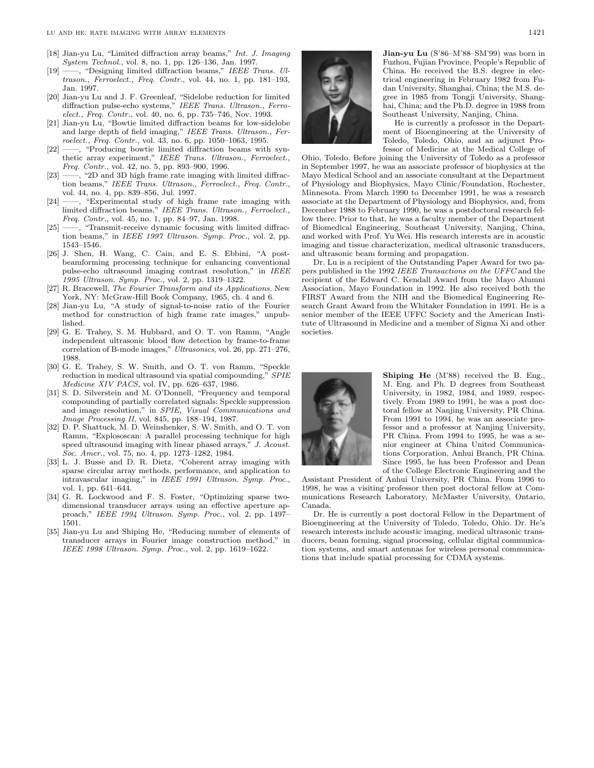[18] Jian-yu Lu, "Limited diffraction array beams," *Int. J. Imaging System Technol.*, vol. 8, no. 1, pp. 126–136, Jan. 1997.

[19] ——, "Designing limited diffraction beams," *IEEE Trans. Ultrason., Ferroelect., Freq. Contr.*, vol. 44, no. 1, pp. 181–193, Jan. 1997.

[20] Jian-yu Lu and J. F. Greenleaf, "Sidelobe reduction for limited diffraction pulse-echo systems," *IEEE Trans. Ultrason., Ferroelect., Freq. Contr.*, vol. 40, no. 6, pp. 735–746, Nov. 1993.

[21] Jian-yu Lu, "Bowtie limited diffraction beams for low-sidelobe and large depth of field imaging," *IEEE Trans. Ultrason., Ferroelect., Freq. Contr.*, vol. 43, no. 6, pp. 1050–1063, 1995.

[22] ——, "Producing bowtie limited diffraction beams with synthetic array experiment," *IEEE Trans. Ultrason., Ferroelect., Freq. Contr.*, vol. 42, no. 5, pp. 893–900, 1996.

[23] ——, "2D and 3D high frame rate imaging with limited diffraction beams," *IEEE Trans. Ultrason., Ferroelect., Freq. Contr.*, vol. 44, no. 4, pp. 839–856, Jul. 1997.

[24] ——, "Experimental study of high frame rate imaging with limited diffraction beams," *IEEE Trans. Ultrason., Ferroelect., Freq. Contr.*, vol. 45, no. 1, pp. 84–97, Jan. 1998.

[25] ——, "Transmit-receive dynamic focusing with limited diffraction beams," in *IEEE 1997 Ultrason. Symp. Proc.*, vol. 2, pp. 1543–1546.

[26] J. Shen, H. Wang, C. Cain, and E. S. Ebbini, "A post-beamforming processing technique for enhancing conventional pulse-echo ultrasound imaging contrast resolution," in *IEEE 1995 Ultrason. Symp. Proc.*, vol. 2, pp. 1319–1322.

[27] R. Bracewell, *The Fourier Transform and its Applications.* New York, NY: McGraw-Hill Book Company, 1965, ch. 4 and 6.

[28] Jian-yu Lu, "A study of signal-to-noise ratio of the Fourier method for construction of high frame rate images," unpublished.

[29] G. E. Trahey, S. M. Hubbard, and O. T. von Ramm, "Angle independent ultrasonic blood flow detection by frame-to-frame correlation of B-mode images," *Ultrasonics*, vol. 26, pp. 271–276, 1988.

[30] G. E. Trahey, S. W. Smith, and O. T. von Ramm, "Speckle reduction in medical ultrasound via spatial compounding," *SPIE Medicine XIV PACS,* vol. IV, pp. 626–637, 1986.

[31] S. D. Silverstein and M. O'Donnell, "Frequency and temporal compounding of partially correlated signals: Speckle suppression and image resolution," in *SPIE, Visual Communications and Image Processing II*, vol. 845, pp. 188–194, 1987.

[32] D. P. Shattuck, M. D. Weinshenker, S. W. Smith, and O. T. von Ramm, "Explososcan: A parallel processing technique for high speed ultrasound imaging with linear phased arrays," *J. Acoust. Soc. Amer.*, vol. 75, no. 4, pp. 1273–1282, 1984.

[33] L. J. Busse and D. R. Dietz, "Coherent array imaging with sparse circular array methods, performance, and application to intravascular imaging," in *IEEE 1991 Ultrason. Symp. Proc.*, vol. 1, pp. 641–644.

[34] G. R. Lockwood and F. S. Foster, "Optimizing sparse two-dimensional transducer arrays using an effective aperture approach," *IEEE 1994 Ultrason. Symp. Proc.*, vol. 2, pp. 1497–1501.

[35] Jian-yu Lu and Shiping He, "Reducing number of elements of transducer arrays in Fourier image construction method," in *IEEE 1998 Ultrason. Symp. Proc.*, vol. 2, pp. 1619–1622.

**Jian-yu Lu** (S'86–M'88–SM'99) was born in Fuzhou, Fujian Province, People's Republic of China. He received the B.S. degree in electrical engineering in February 1982 from Fudan University, Shanghai, China; the M.S. degree in 1985 from Tongji University, Shanghai, China; and the Ph.D. degree in 1988 from Southeast University, Nanjing, China.

He is currently a professor in the Department of Bioengineering at the University of Toledo, Toledo, Ohio, and an adjunct Professor of Medicine at the Medical College of Ohio, Toledo. Before joining the University of Toledo as a professor in September 1997, he was an associate professor of biophysics at the Mayo Medical School and an associate consultant at the Department of Physiology and Biophysics, Mayo Clinic/Foundation, Rochester, Minnesota. From March 1990 to December 1991, he was a research associate at the Department of Physiology and Biophysics, and, from December 1988 to February 1990, he was a postdoctoral research fellow there. Prior to that, he was a faculty member of the Department of Biomedical Engineering, Southeast University, Nanjing, China, and worked with Prof. Yu Wei. His research interests are in acoustic imaging and tissue characterization, medical ultrasonic transducers, and ultrasonic beam forming and propagation.

Dr. Lu is a recipient of the Outstanding Paper Award for two papers published in the 1992 *IEEE Transactions on the UFFC* and the recipient of the Edward C. Kendall Award from the Mayo Alumni Association, Mayo Foundation in 1992. He also received both the FIRST Award from the NIH and the Biomedical Engineering Research Grant Award from the Whitaker Foundation in 1991. He is a senior member of the IEEE UFFC Society and the American Institute of Ultrasound in Medicine and a member of Sigma Xi and other societies.

**Shiping He** (M'88) received the B. Eng., M. Eng. and Ph. D degrees from Southeast University, in 1982, 1984, and 1989, respectively. From 1989 to 1991, he was a post doctoral fellow at Nanjing University, PR China. From 1991 to 1994, he was an associate professor and a professor at Nanjing University, PR China. From 1994 to 1995, he was a senior engineer at China United Communications Corporation, Anhui Branch, PR China. Since 1995, he has been Professor and Dean of the College Electronic Engineering and the Assistant President of Anhui University, PR China. From 1996 to 1998, he was a visiting professor then post doctoral fellow at Communications Research Laboratory, McMaster University, Ontario, Canada.

Dr. He is currently a post doctoral Fellow in the Department of Bioengineering at the University of Toledo, Toledo, Ohio. Dr. He's research interests include acoustic imaging, medical ultrasonic transducers, beam forming, signal processing, cellular digital communication systems, and smart antennas for wireless personal communications that include spatial processing for CDMA systems.